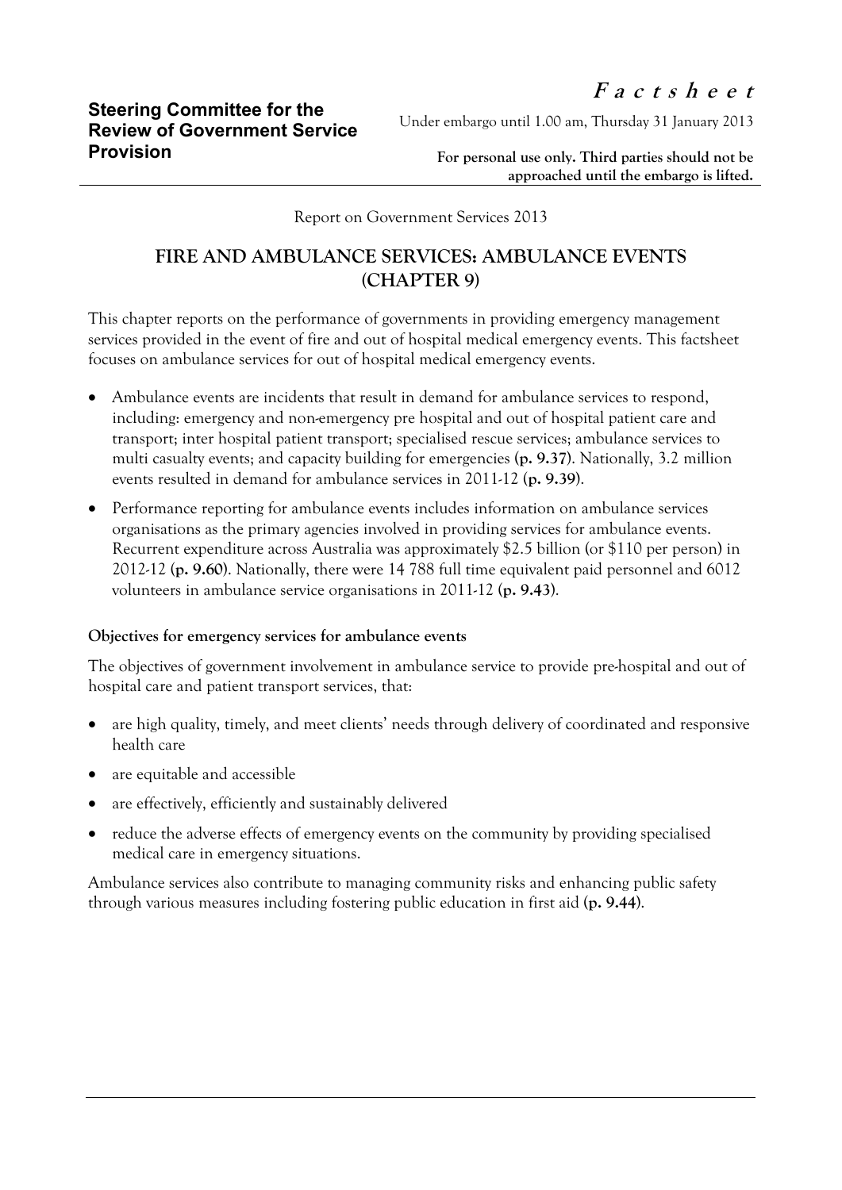**Steering Committee for the Review of Government Service Provision**

***F a c t s h e e t***

Under embargo until 1.00 am, Thursday 31 January 2013

**For personal use only. Third parties should not be approached until the embargo is lifted.**

Report on Government Services 2013

# FIRE AND AMBULANCE SERVICES: AMBULANCE EVENTS (CHAPTER 9)

This chapter reports on the performance of governments in providing emergency management services provided in the event of fire and out of hospital medical emergency events. This factsheet focuses on ambulance services for out of hospital medical emergency events.

- Ambulance events are incidents that result in demand for ambulance services to respond, including: emergency and non-emergency pre hospital and out of hospital patient care and transport; inter hospital patient transport; specialised rescue services; ambulance services to multi casualty events; and capacity building for emergencies (**p. 9.37**). Nationally, 3.2 million events resulted in demand for ambulance services in 2011-12 (**p. 9.39**).
- Performance reporting for ambulance events includes information on ambulance services organisations as the primary agencies involved in providing services for ambulance events. Recurrent expenditure across Australia was approximately $2.5 billion (or $110 per person) in 2012-12 (**p. 9.60**). Nationally, there were 14 788 full time equivalent paid personnel and 6012 volunteers in ambulance service organisations in 2011-12 (**p. 9.43**).

**Objectives for emergency services for ambulance events**

The objectives of government involvement in ambulance service to provide pre-hospital and out of hospital care and patient transport services, that:

- are high quality, timely, and meet clients' needs through delivery of coordinated and responsive health care
- are equitable and accessible
- are effectively, efficiently and sustainably delivered
- reduce the adverse effects of emergency events on the community by providing specialised medical care in emergency situations.

Ambulance services also contribute to managing community risks and enhancing public safety through various measures including fostering public education in first aid (**p. 9.44**).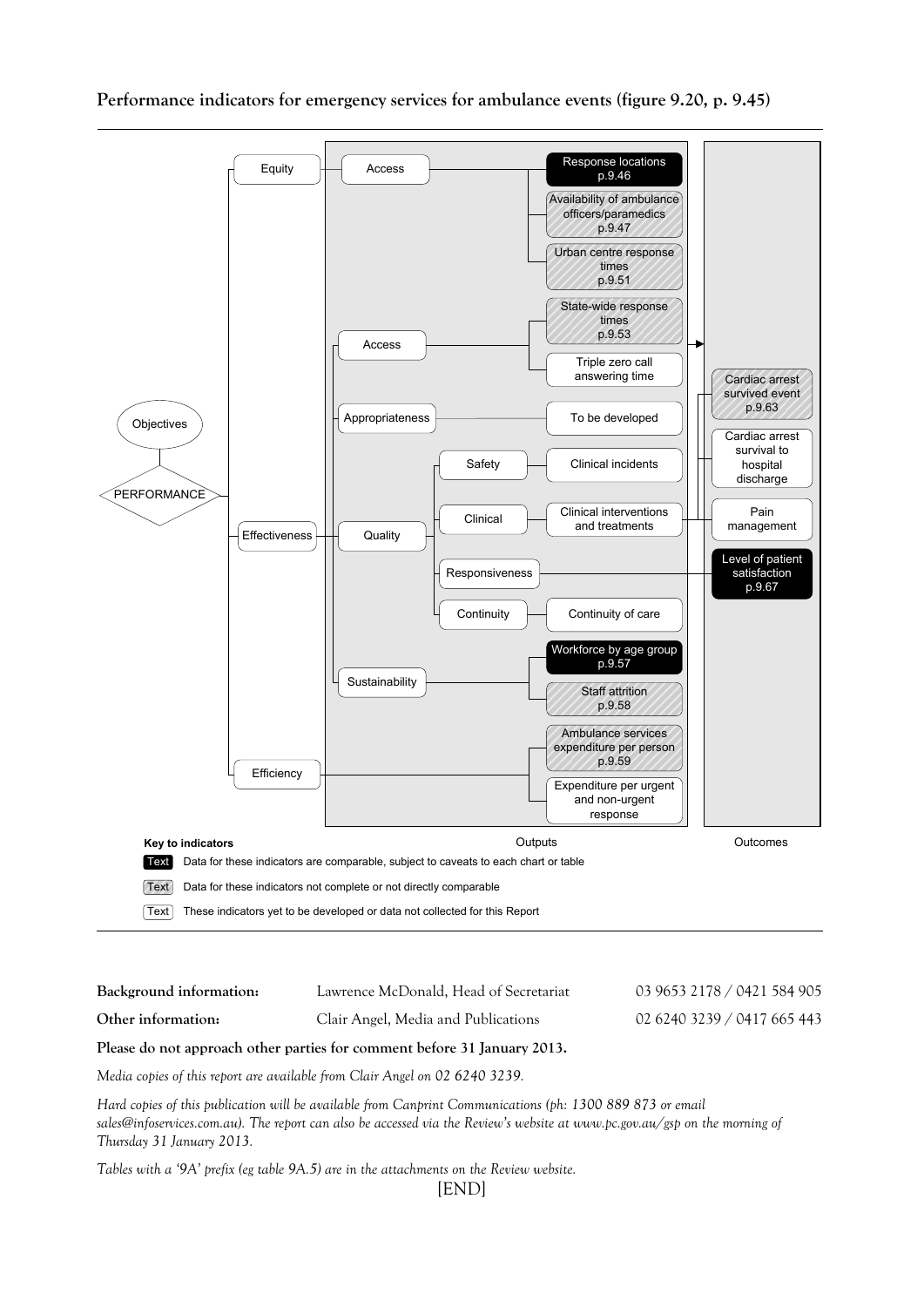**Performance indicators for emergency services for ambulance events (figure 9.20, p. 9.45)**

PERFORMANCE

Objectives

Equity

Access

Response locations p.9.46

Availability of ambulance officers/paramedics p.9.47

Urban centre response times p.9.51

Effectiveness

Access

State-wide response times p.9.53

Triple zero call answering time

Appropriateness

To be developed

Quality

Safety

Clinical incidents

Clinical

Clinical interventions and treatments

Responsiveness

Continuity

Continuity of care

Sustainability

Workforce by age group p.9.57

Staff attrition p.9.58

Efficiency

Ambulance services expenditure per person p.9.59

Expenditure per urgent and non-urgent response

Cardiac arrest survived event p.9.63

Cardiac arrest survival to hospital discharge

Pain management

Level of patient satisfaction p.9.67

Outputs

Outcomes

**Key to indicators**

Text Data for these indicators are comparable, subject to caveats to each chart or table

Text Data for these indicators not complete or not directly comparable

Text These indicators yet to be developed or data not collected for this Report

| | | |
|---|---|---|
| **Background information:** | Lawrence McDonald, Head of Secretariat | 03 9653 2178 / 0421 584 905 |
| **Other information:** | Clair Angel, Media and Publications | 02 6240 3239 / 0417 665 443 |

**Please do not approach other parties for comment before 31 January 2013.**

*Media copies of this report are available from Clair Angel on 02 6240 3239.*

*Hard copies of this publication will be available from Canprint Communications (ph: 1300 889 873 or email sales@infoservices.com.au). The report can also be accessed via the Review's website at www.pc.gov.au/gsp on the morning of Thursday 31 January 2013.*

*Tables with a '9A' prefix (eg table 9A.5) are in the attachments on the Review website.*

[END]